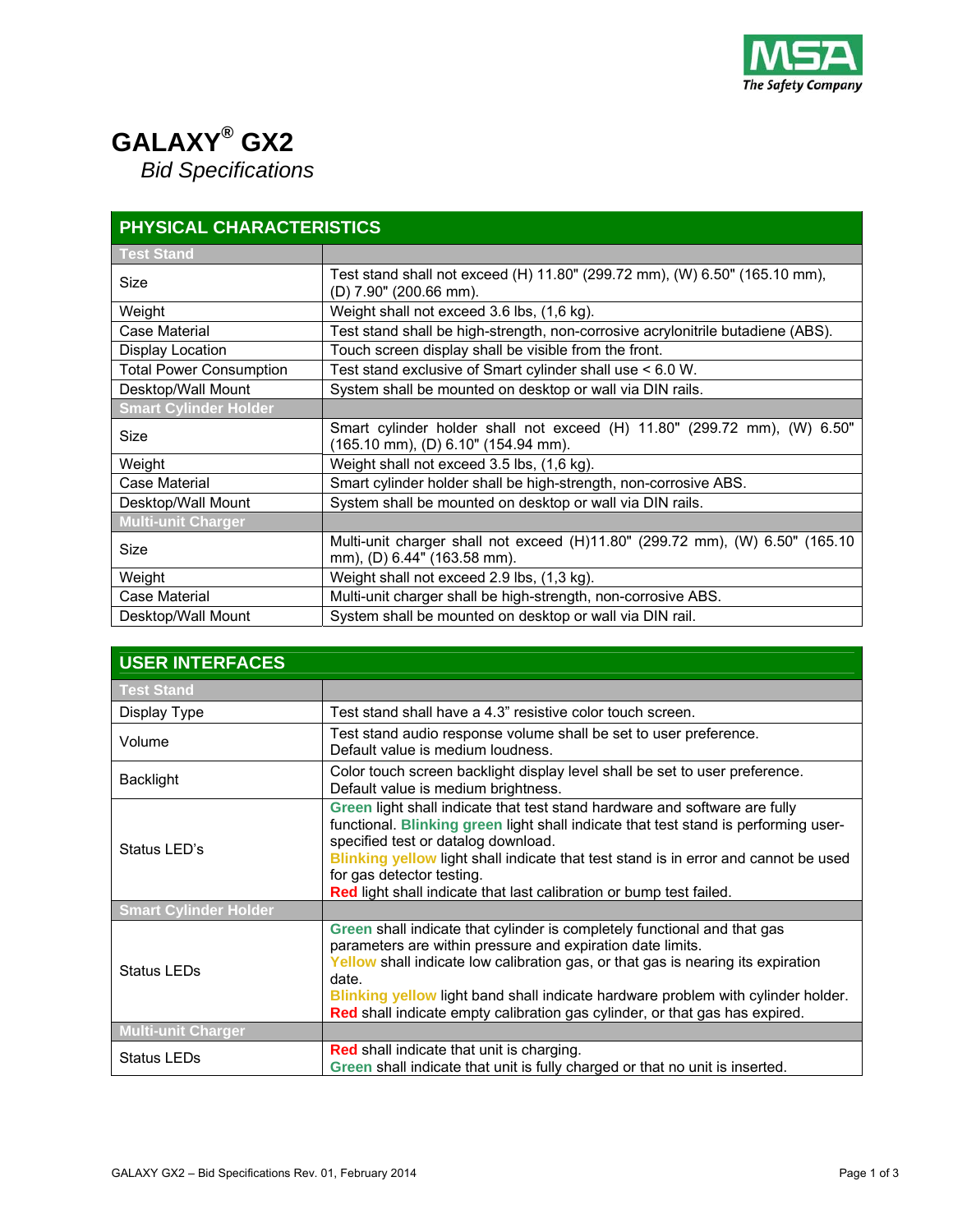# GALAXY® GX2

*Bid Specifications*

## PHYSICAL CHARACTERISTICS

| **Test Stand** | |
|---|---|
| Size | Test stand shall not exceed (H) 11.80" (299.72 mm), (W) 6.50" (165.10 mm), (D) 7.90" (200.66 mm). |
| Weight | Weight shall not exceed 3.6 lbs, (1,6 kg). |
| Case Material | Test stand shall be high-strength, non-corrosive acrylonitrile butadiene (ABS). |
| Display Location | Touch screen display shall be visible from the front. |
| Total Power Consumption | Test stand exclusive of Smart cylinder shall use < 6.0 W. |
| Desktop/Wall Mount | System shall be mounted on desktop or wall via DIN rails. |
| **Smart Cylinder Holder** | |
| Size | Smart cylinder holder shall not exceed (H) 11.80" (299.72 mm), (W) 6.50" (165.10 mm), (D) 6.10" (154.94 mm). |
| Weight | Weight shall not exceed 3.5 lbs, (1,6 kg). |
| Case Material | Smart cylinder holder shall be high-strength, non-corrosive ABS. |
| Desktop/Wall Mount | System shall be mounted on desktop or wall via DIN rails. |
| **Multi-unit Charger** | |
| Size | Multi-unit charger shall not exceed (H)11.80" (299.72 mm), (W) 6.50" (165.10 mm), (D) 6.44" (163.58 mm). |
| Weight | Weight shall not exceed 2.9 lbs, (1,3 kg). |
| Case Material | Multi-unit charger shall be high-strength, non-corrosive ABS. |
| Desktop/Wall Mount | System shall be mounted on desktop or wall via DIN rail. |

## USER INTERFACES

| **Test Stand** | |
|---|---|
| Display Type | Test stand shall have a 4.3" resistive color touch screen. |
| Volume | Test stand audio response volume shall be set to user preference. Default value is medium loudness. |
| Backlight | Color touch screen backlight display level shall be set to user preference. Default value is medium brightness. |
| Status LED's | **Green** light shall indicate that test stand hardware and software are fully functional. **Blinking green** light shall indicate that test stand is performing user-specified test or datalog download. **Blinking yellow** light shall indicate that test stand is in error and cannot be used for gas detector testing. **Red** light shall indicate that last calibration or bump test failed. |
| **Smart Cylinder Holder** | |
| Status LEDs | **Green** shall indicate that cylinder is completely functional and that gas parameters are within pressure and expiration date limits. **Yellow** shall indicate low calibration gas, or that gas is nearing its expiration date. **Blinking yellow** light band shall indicate hardware problem with cylinder holder. **Red** shall indicate empty calibration gas cylinder, or that gas has expired. |
| **Multi-unit Charger** | |
| Status LEDs | **Red** shall indicate that unit is charging. **Green** shall indicate that unit is fully charged or that no unit is inserted. |

GALAXY GX2 – Bid Specifications Rev. 01, February 2014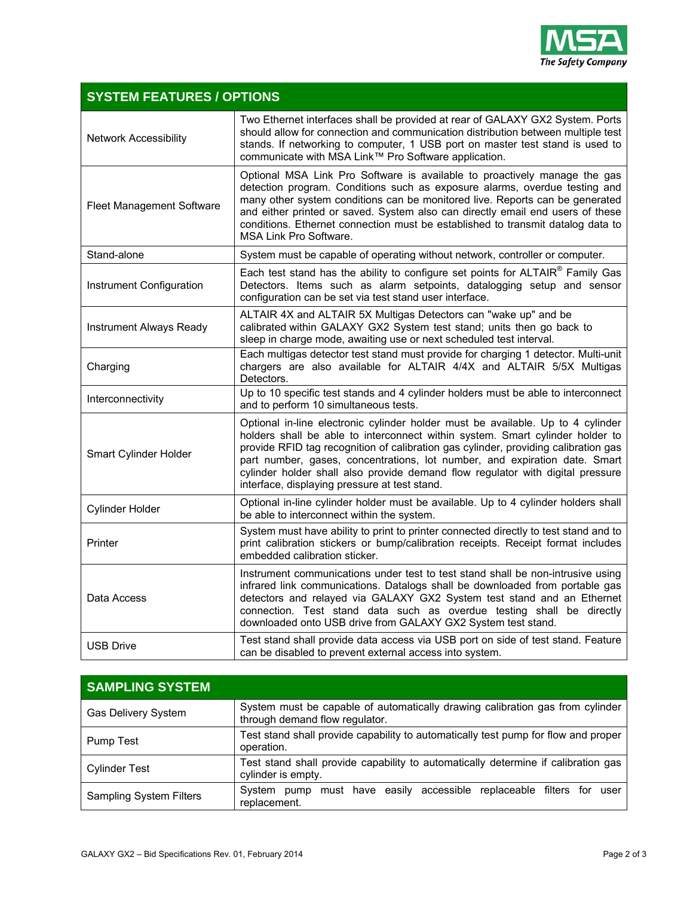| SYSTEM FEATURES / OPTIONS | |
|---|---|
| Network Accessibility | Two Ethernet interfaces shall be provided at rear of GALAXY GX2 System. Ports should allow for connection and communication distribution between multiple test stands. If networking to computer, 1 USB port on master test stand is used to communicate with MSA Link™ Pro Software application. |
| Fleet Management Software | Optional MSA Link Pro Software is available to proactively manage the gas detection program. Conditions such as exposure alarms, overdue testing and many other system conditions can be monitored live. Reports can be generated and either printed or saved. System also can directly email end users of these conditions. Ethernet connection must be established to transmit datalog data to MSA Link Pro Software. |
| Stand-alone | System must be capable of operating without network, controller or computer. |
| Instrument Configuration | Each test stand has the ability to configure set points for ALTAIR® Family Gas Detectors. Items such as alarm setpoints, datalogging setup and sensor configuration can be set via test stand user interface. |
| Instrument Always Ready | ALTAIR 4X and ALTAIR 5X Multigas Detectors can "wake up" and be calibrated within GALAXY GX2 System test stand; units then go back to sleep in charge mode, awaiting use or next scheduled test interval. |
| Charging | Each multigas detector test stand must provide for charging 1 detector. Multi-unit chargers are also available for ALTAIR 4/4X and ALTAIR 5/5X Multigas Detectors. |
| Interconnectivity | Up to 10 specific test stands and 4 cylinder holders must be able to interconnect and to perform 10 simultaneous tests. |
| Smart Cylinder Holder | Optional in-line electronic cylinder holder must be available. Up to 4 cylinder holders shall be able to interconnect within system. Smart cylinder holder to provide RFID tag recognition of calibration gas cylinder, providing calibration gas part number, gases, concentrations, lot number, and expiration date. Smart cylinder holder shall also provide demand flow regulator with digital pressure interface, displaying pressure at test stand. |
| Cylinder Holder | Optional in-line cylinder holder must be available. Up to 4 cylinder holders shall be able to interconnect within the system. |
| Printer | System must have ability to print to printer connected directly to test stand and to print calibration stickers or bump/calibration receipts. Receipt format includes embedded calibration sticker. |
| Data Access | Instrument communications under test to test stand shall be non-intrusive using infrared link communications. Datalogs shall be downloaded from portable gas detectors and relayed via GALAXY GX2 System test stand and an Ethernet connection. Test stand data such as overdue testing shall be directly downloaded onto USB drive from GALAXY GX2 System test stand. |
| USB Drive | Test stand shall provide data access via USB port on side of test stand. Feature can be disabled to prevent external access into system. |

| SAMPLING SYSTEM | |
|---|---|
| Gas Delivery System | System must be capable of automatically drawing calibration gas from cylinder through demand flow regulator. |
| Pump Test | Test stand shall provide capability to automatically test pump for flow and proper operation. |
| Cylinder Test | Test stand shall provide capability to automatically determine if calibration gas cylinder is empty. |
| Sampling System Filters | System pump must have easily accessible replaceable filters for user replacement. |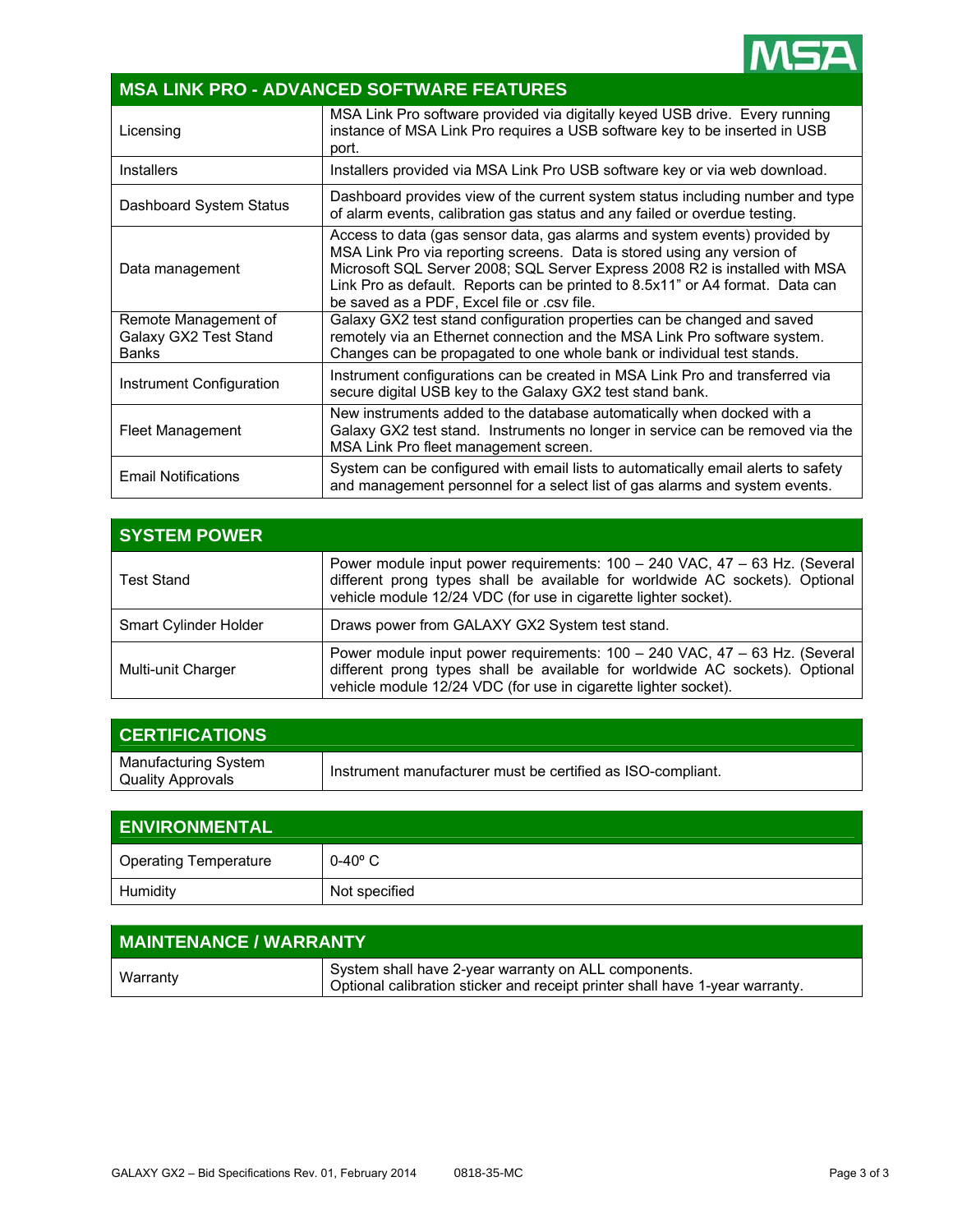| MSA LINK PRO - ADVANCED SOFTWARE FEATURES | |
|---|---|
| Licensing | MSA Link Pro software provided via digitally keyed USB drive. Every running instance of MSA Link Pro requires a USB software key to be inserted in USB port. |
| Installers | Installers provided via MSA Link Pro USB software key or via web download. |
| Dashboard System Status | Dashboard provides view of the current system status including number and type of alarm events, calibration gas status and any failed or overdue testing. |
| Data management | Access to data (gas sensor data, gas alarms and system events) provided by MSA Link Pro via reporting screens. Data is stored using any version of Microsoft SQL Server 2008; SQL Server Express 2008 R2 is installed with MSA Link Pro as default. Reports can be printed to 8.5x11" or A4 format. Data can be saved as a PDF, Excel file or .csv file. |
| Remote Management of Galaxy GX2 Test Stand Banks | Galaxy GX2 test stand configuration properties can be changed and saved remotely via an Ethernet connection and the MSA Link Pro software system. Changes can be propagated to one whole bank or individual test stands. |
| Instrument Configuration | Instrument configurations can be created in MSA Link Pro and transferred via secure digital USB key to the Galaxy GX2 test stand bank. |
| Fleet Management | New instruments added to the database automatically when docked with a Galaxy GX2 test stand. Instruments no longer in service can be removed via the MSA Link Pro fleet management screen. |
| Email Notifications | System can be configured with email lists to automatically email alerts to safety and management personnel for a select list of gas alarms and system events. |

| SYSTEM POWER | |
|---|---|
| Test Stand | Power module input power requirements: 100 – 240 VAC, 47 – 63 Hz. (Several different prong types shall be available for worldwide AC sockets). Optional vehicle module 12/24 VDC (for use in cigarette lighter socket). |
| Smart Cylinder Holder | Draws power from GALAXY GX2 System test stand. |
| Multi-unit Charger | Power module input power requirements: 100 – 240 VAC, 47 – 63 Hz. (Several different prong types shall be available for worldwide AC sockets). Optional vehicle module 12/24 VDC (for use in cigarette lighter socket). |

| CERTIFICATIONS | |
|---|---|
| Manufacturing System Quality Approvals | Instrument manufacturer must be certified as ISO-compliant. |

| ENVIRONMENTAL | |
|---|---|
| Operating Temperature | 0-40º C |
| Humidity | Not specified |

| MAINTENANCE / WARRANTY | |
|---|---|
| Warranty | System shall have 2-year warranty on ALL components.<br>Optional calibration sticker and receipt printer shall have 1-year warranty. |

GALAXY GX2 – Bid Specifications Rev. 01, February 2014 0818-35-MC